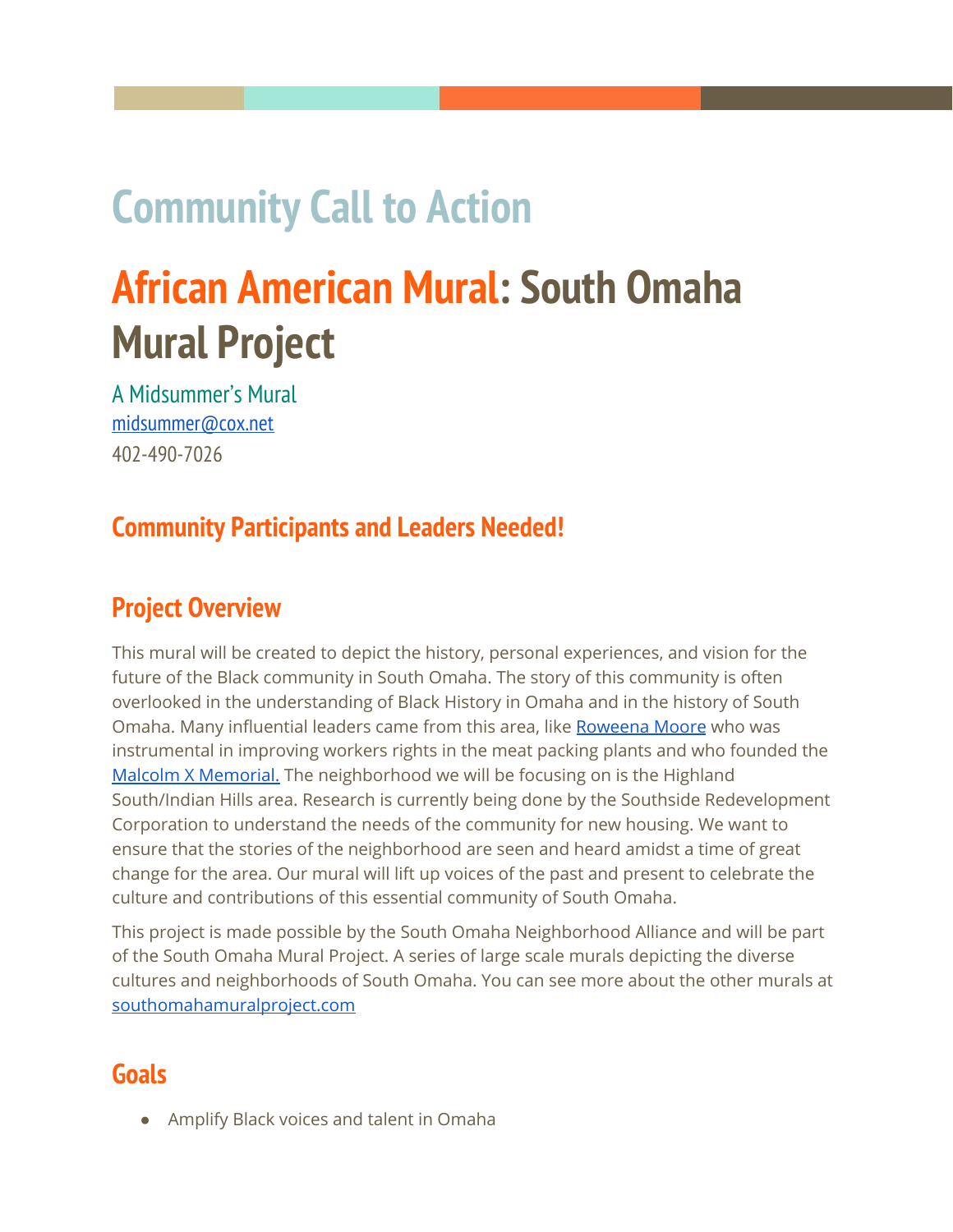# Community Call to Action

# African American Mural: South Omaha Mural Project

A Midsummer's Mural
[midsummer@cox.net](mailto:midsummer@cox.net)
402-490-7026

## Community Participants and Leaders Needed!

## Project Overview

This mural will be created to depict the history, personal experiences, and vision for the future of the Black community in South Omaha. The story of this community is often overlooked in the understanding of Black History in Omaha and in the history of South Omaha. Many influential leaders came from this area, like Roweena Moore who was instrumental in improving workers rights in the meat packing plants and who founded the Malcolm X Memorial. The neighborhood we will be focusing on is the Highland South/Indian Hills area. Research is currently being done by the Southside Redevelopment Corporation to understand the needs of the community for new housing. We want to ensure that the stories of the neighborhood are seen and heard amidst a time of great change for the area. Our mural will lift up voices of the past and present to celebrate the culture and contributions of this essential community of South Omaha.

This project is made possible by the South Omaha Neighborhood Alliance and will be part of the South Omaha Mural Project. A series of large scale murals depicting the diverse cultures and neighborhoods of South Omaha. You can see more about the other murals at southomahamuralproject.com

## Goals

- Amplify Black voices and talent in Omaha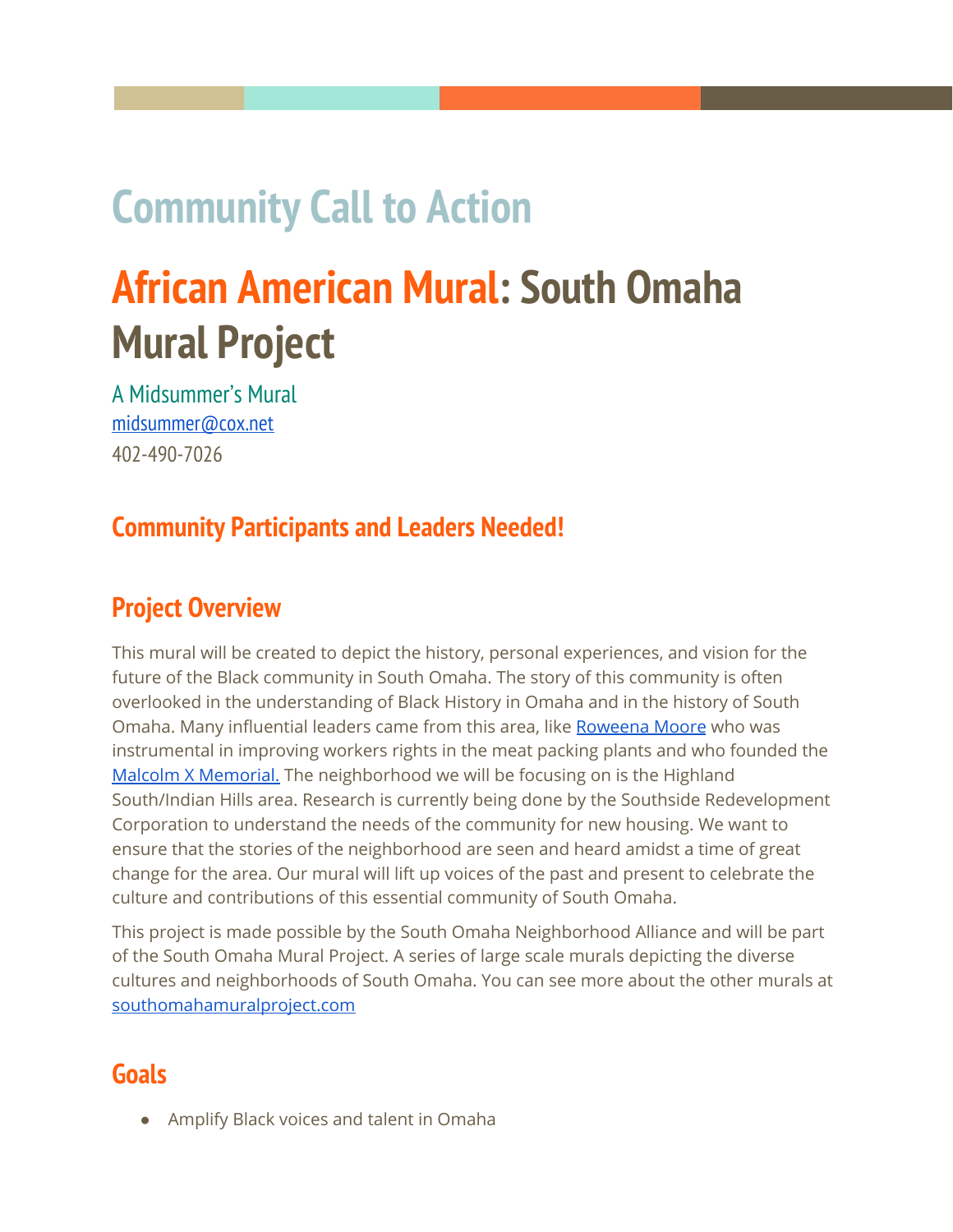# Community Call to Action

# African American Mural: South Omaha Mural Project

A Midsummer's Mural
midsummer@cox.net
402-490-7026

## Community Participants and Leaders Needed!

## Project Overview

This mural will be created to depict the history, personal experiences, and vision for the future of the Black community in South Omaha. The story of this community is often overlooked in the understanding of Black History in Omaha and in the history of South Omaha. Many influential leaders came from this area, like [Roweena Moore]() who was instrumental in improving workers rights in the meat packing plants and who founded the [Malcolm X Memorial.]() The neighborhood we will be focusing on is the Highland South/Indian Hills area. Research is currently being done by the Southside Redevelopment Corporation to understand the needs of the community for new housing. We want to ensure that the stories of the neighborhood are seen and heard amidst a time of great change for the area. Our mural will lift up voices of the past and present to celebrate the culture and contributions of this essential community of South Omaha.

This project is made possible by the South Omaha Neighborhood Alliance and will be part of the South Omaha Mural Project. A series of large scale murals depicting the diverse cultures and neighborhoods of South Omaha. You can see more about the other murals at [southomahamuralproject.com]()

## Goals

- Amplify Black voices and talent in Omaha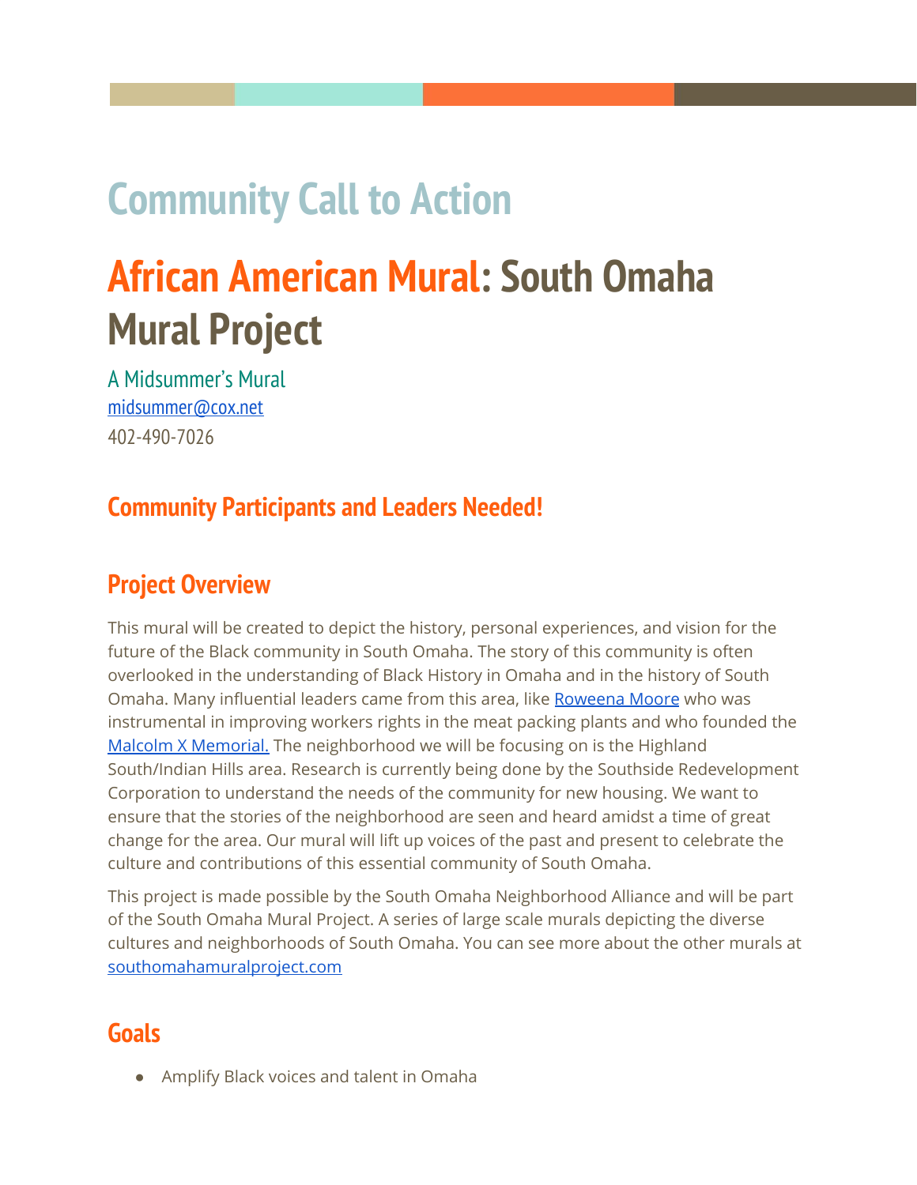# Community Call to Action

# African American Mural: South Omaha Mural Project

A Midsummer's Mural
[midsummer@cox.net](mailto:midsummer@cox.net)
402-490-7026

## Community Participants and Leaders Needed!

## Project Overview

This mural will be created to depict the history, personal experiences, and vision for the future of the Black community in South Omaha. The story of this community is often overlooked in the understanding of Black History in Omaha and in the history of South Omaha. Many influential leaders came from this area, like [Roweena Moore](#) who was instrumental in improving workers rights in the meat packing plants and who founded the [Malcolm X Memorial.](#) The neighborhood we will be focusing on is the Highland South/Indian Hills area. Research is currently being done by the Southside Redevelopment Corporation to understand the needs of the community for new housing. We want to ensure that the stories of the neighborhood are seen and heard amidst a time of great change for the area. Our mural will lift up voices of the past and present to celebrate the culture and contributions of this essential community of South Omaha.

This project is made possible by the South Omaha Neighborhood Alliance and will be part of the South Omaha Mural Project. A series of large scale murals depicting the diverse cultures and neighborhoods of South Omaha. You can see more about the other murals at [southomahamuralproject.com](http://southomahamuralproject.com)

## Goals

- Amplify Black voices and talent in Omaha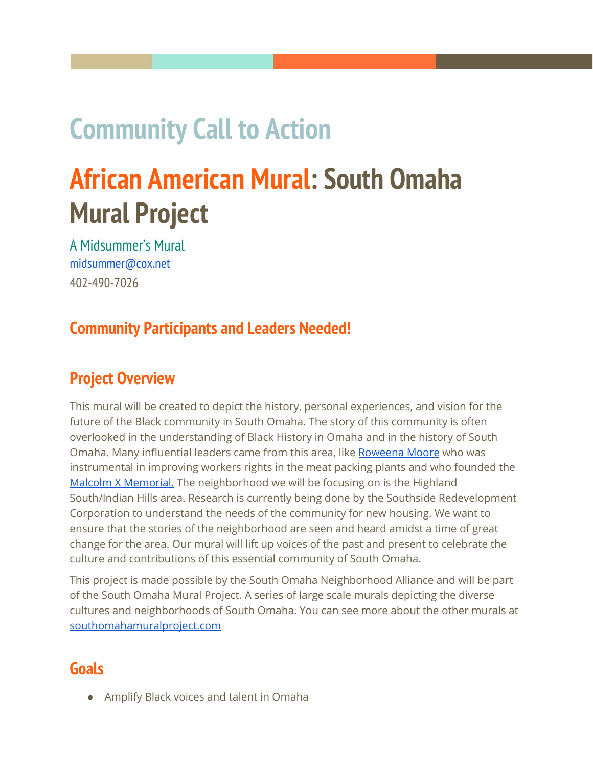# Community Call to Action

# African American Mural: South Omaha Mural Project

A Midsummer's Mural
[midsummer@cox.net](mailto:midsummer@cox.net)
402-490-7026

## Community Participants and Leaders Needed!

## Project Overview

This mural will be created to depict the history, personal experiences, and vision for the future of the Black community in South Omaha. The story of this community is often overlooked in the understanding of Black History in Omaha and in the history of South Omaha. Many influential leaders came from this area, like [Roweena Moore]() who was instrumental in improving workers rights in the meat packing plants and who founded the [Malcolm X Memorial.]() The neighborhood we will be focusing on is the Highland South/Indian Hills area. Research is currently being done by the Southside Redevelopment Corporation to understand the needs of the community for new housing. We want to ensure that the stories of the neighborhood are seen and heard amidst a time of great change for the area. Our mural will lift up voices of the past and present to celebrate the culture and contributions of this essential community of South Omaha.

This project is made possible by the South Omaha Neighborhood Alliance and will be part of the South Omaha Mural Project. A series of large scale murals depicting the diverse cultures and neighborhoods of South Omaha. You can see more about the other murals at [southomahamuralproject.com]()

## Goals

- Amplify Black voices and talent in Omaha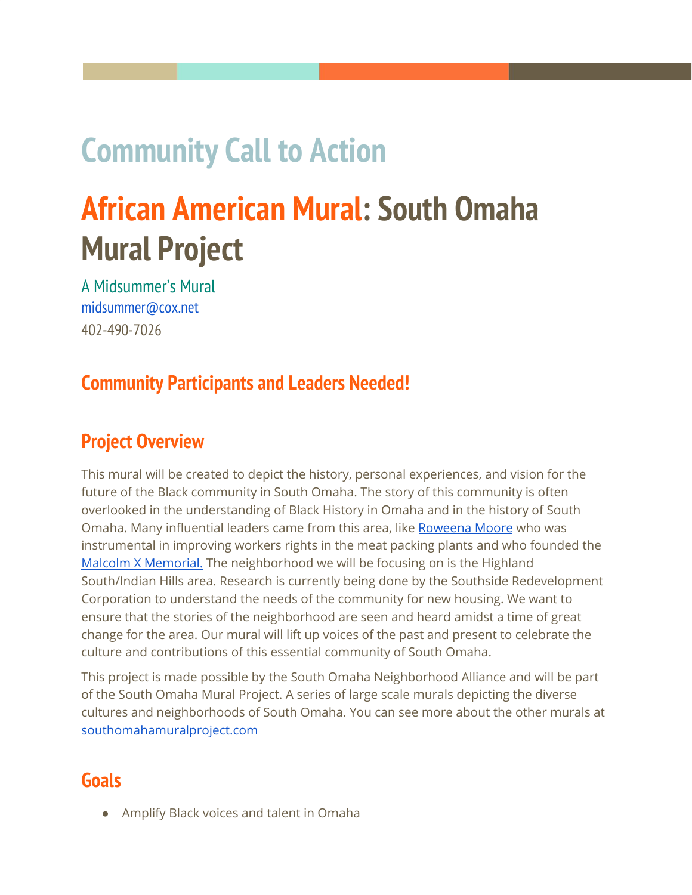# Community Call to Action

# African American Mural: South Omaha Mural Project

A Midsummer's Mural
[midsummer@cox.net](mailto:midsummer@cox.net)
402-490-7026

## Community Participants and Leaders Needed!

## Project Overview

This mural will be created to depict the history, personal experiences, and vision for the future of the Black community in South Omaha. The story of this community is often overlooked in the understanding of Black History in Omaha and in the history of South Omaha. Many influential leaders came from this area, like [Roweena Moore] who was instrumental in improving workers rights in the meat packing plants and who founded the [Malcolm X Memorial.] The neighborhood we will be focusing on is the Highland South/Indian Hills area. Research is currently being done by the Southside Redevelopment Corporation to understand the needs of the community for new housing. We want to ensure that the stories of the neighborhood are seen and heard amidst a time of great change for the area. Our mural will lift up voices of the past and present to celebrate the culture and contributions of this essential community of South Omaha.

This project is made possible by the South Omaha Neighborhood Alliance and will be part of the South Omaha Mural Project. A series of large scale murals depicting the diverse cultures and neighborhoods of South Omaha. You can see more about the other murals at [southomahamuralproject.com]

## Goals

- Amplify Black voices and talent in Omaha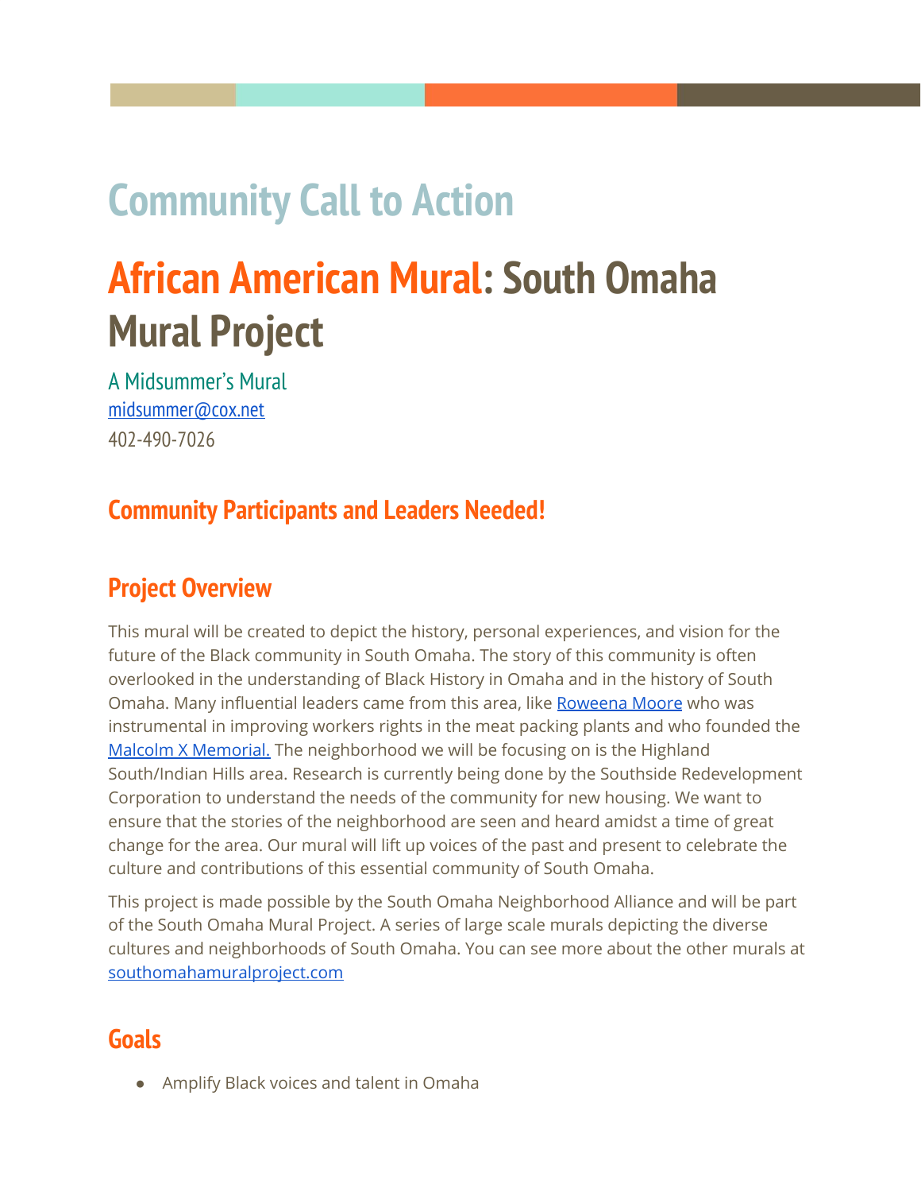# Community Call to Action

# African American Mural: South Omaha Mural Project

A Midsummer's Mural
[midsummer@cox.net](mailto:midsummer@cox.net)
402-490-7026

## Community Participants and Leaders Needed!

## Project Overview

This mural will be created to depict the history, personal experiences, and vision for the future of the Black community in South Omaha. The story of this community is often overlooked in the understanding of Black History in Omaha and in the history of South Omaha. Many influential leaders came from this area, like [Roweena Moore]() who was instrumental in improving workers rights in the meat packing plants and who founded the [Malcolm X Memorial.]() The neighborhood we will be focusing on is the Highland South/Indian Hills area. Research is currently being done by the Southside Redevelopment Corporation to understand the needs of the community for new housing. We want to ensure that the stories of the neighborhood are seen and heard amidst a time of great change for the area. Our mural will lift up voices of the past and present to celebrate the culture and contributions of this essential community of South Omaha.

This project is made possible by the South Omaha Neighborhood Alliance and will be part of the South Omaha Mural Project. A series of large scale murals depicting the diverse cultures and neighborhoods of South Omaha. You can see more about the other murals at [southomahamuralproject.com]()

## Goals

- Amplify Black voices and talent in Omaha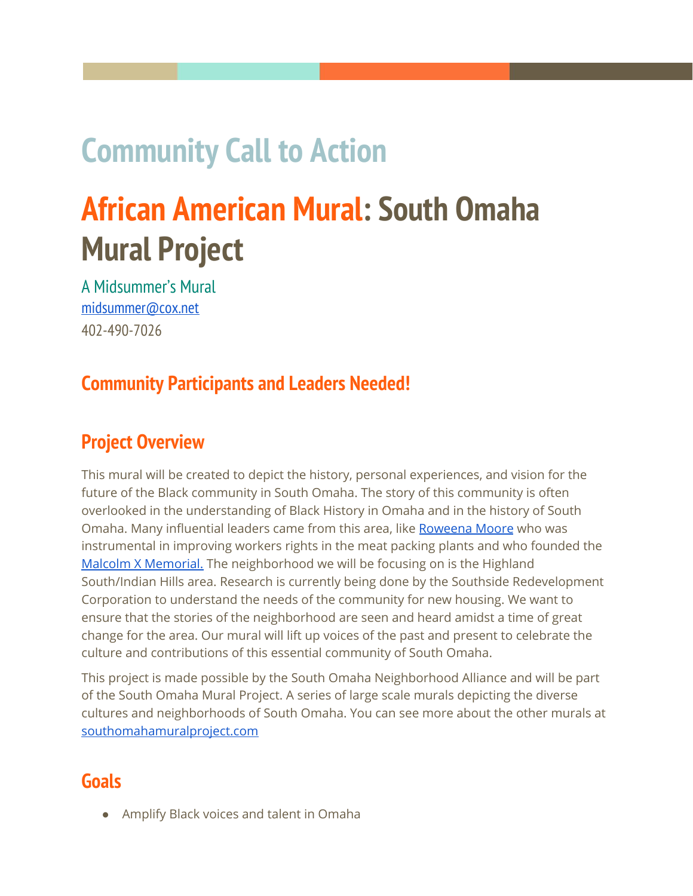# Community Call to Action

# African American Mural: South Omaha Mural Project

A Midsummer's Mural
[midsummer@cox.net](mailto:midsummer@cox.net)
402-490-7026

## Community Participants and Leaders Needed!

## Project Overview

This mural will be created to depict the history, personal experiences, and vision for the future of the Black community in South Omaha. The story of this community is often overlooked in the understanding of Black History in Omaha and in the history of South Omaha. Many influential leaders came from this area, like Roweena Moore who was instrumental in improving workers rights in the meat packing plants and who founded the Malcolm X Memorial. The neighborhood we will be focusing on is the Highland South/Indian Hills area. Research is currently being done by the Southside Redevelopment Corporation to understand the needs of the community for new housing. We want to ensure that the stories of the neighborhood are seen and heard amidst a time of great change for the area. Our mural will lift up voices of the past and present to celebrate the culture and contributions of this essential community of South Omaha.

This project is made possible by the South Omaha Neighborhood Alliance and will be part of the South Omaha Mural Project. A series of large scale murals depicting the diverse cultures and neighborhoods of South Omaha. You can see more about the other murals at southomahamuralproject.com

## Goals

- Amplify Black voices and talent in Omaha